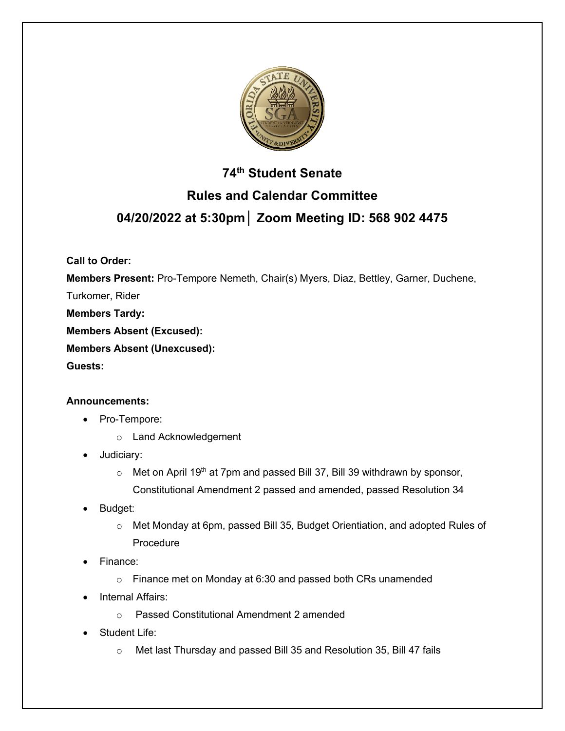# 74th Student Senate

## Rules and Calendar Committee

## 04/20/2022 at 5:30pm│ Zoom Meeting ID: 568 902 4475

**Call to Order:**

**Members Present:** Pro-Tempore Nemeth, Chair(s) Myers, Diaz, Bettley, Garner, Duchene, Turkomer, Rider

**Members Tardy:**

**Members Absent (Excused):**

**Members Absent (Unexcused):**

**Guests:**

**Announcements:**

- Pro-Tempore:
  - Land Acknowledgement
- Judiciary:
  - Met on April 19th at 7pm and passed Bill 37, Bill 39 withdrawn by sponsor, Constitutional Amendment 2 passed and amended, passed Resolution 34
- Budget:
  - Met Monday at 6pm, passed Bill 35, Budget Orientiation, and adopted Rules of Procedure
- Finance:
  - Finance met on Monday at 6:30 and passed both CRs unamended
- Internal Affairs:
  - Passed Constitutional Amendment 2 amended
- Student Life:
  - Met last Thursday and passed Bill 35 and Resolution 35, Bill 47 fails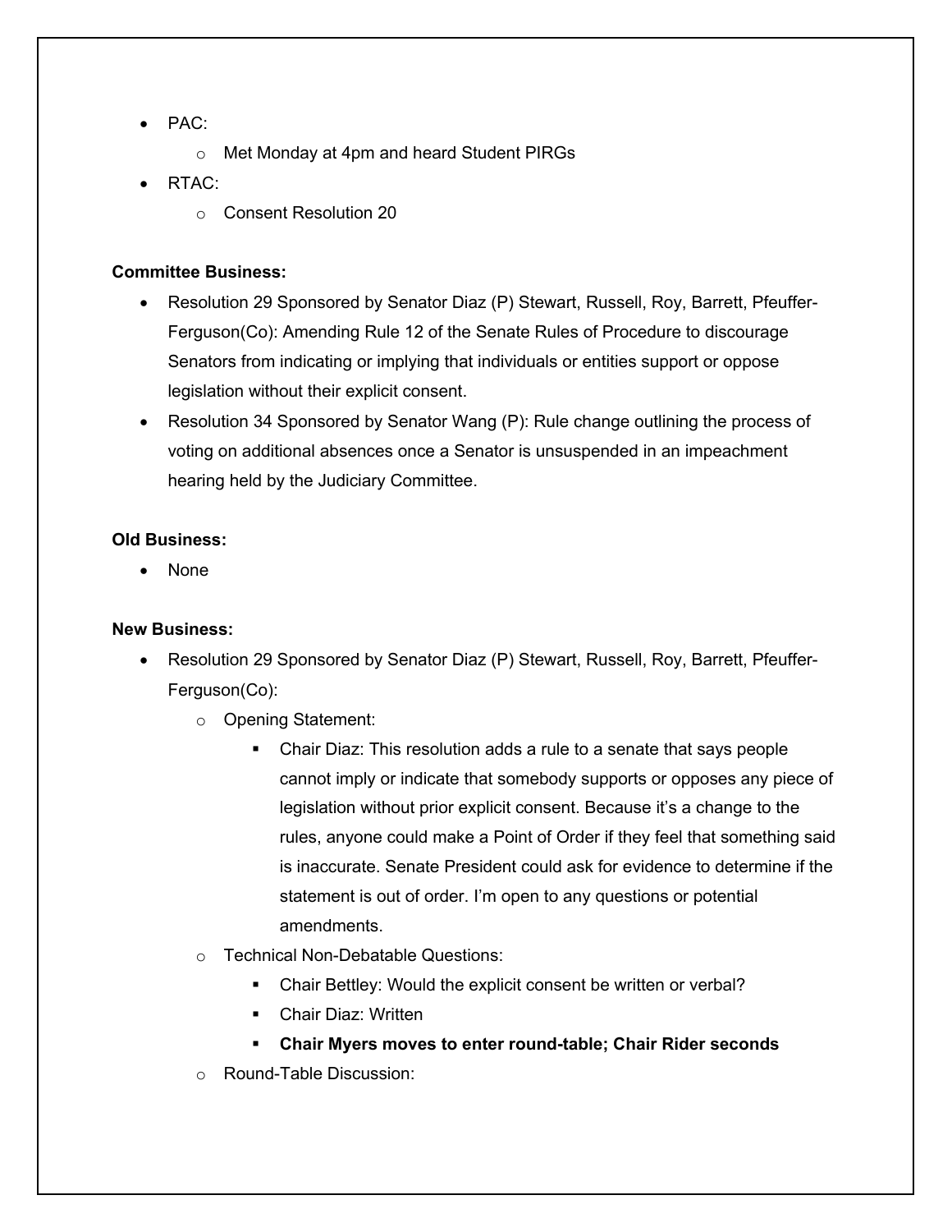- PAC:
  - Met Monday at 4pm and heard Student PIRGs
- RTAC:
  - Consent Resolution 20

**Committee Business:**

- Resolution 29 Sponsored by Senator Diaz (P) Stewart, Russell, Roy, Barrett, Pfeuffer-Ferguson(Co): Amending Rule 12 of the Senate Rules of Procedure to discourage Senators from indicating or implying that individuals or entities support or oppose legislation without their explicit consent.
- Resolution 34 Sponsored by Senator Wang (P): Rule change outlining the process of voting on additional absences once a Senator is unsuspended in an impeachment hearing held by the Judiciary Committee.

**Old Business:**

- None

**New Business:**

- Resolution 29 Sponsored by Senator Diaz (P) Stewart, Russell, Roy, Barrett, Pfeuffer-Ferguson(Co):
  - Opening Statement:
    - Chair Diaz: This resolution adds a rule to a senate that says people cannot imply or indicate that somebody supports or opposes any piece of legislation without prior explicit consent. Because it's a change to the rules, anyone could make a Point of Order if they feel that something said is inaccurate. Senate President could ask for evidence to determine if the statement is out of order. I'm open to any questions or potential amendments.
  - Technical Non-Debatable Questions:
    - Chair Bettley: Would the explicit consent be written or verbal?
    - Chair Diaz: Written
    - **Chair Myers moves to enter round-table; Chair Rider seconds**
  - Round-Table Discussion: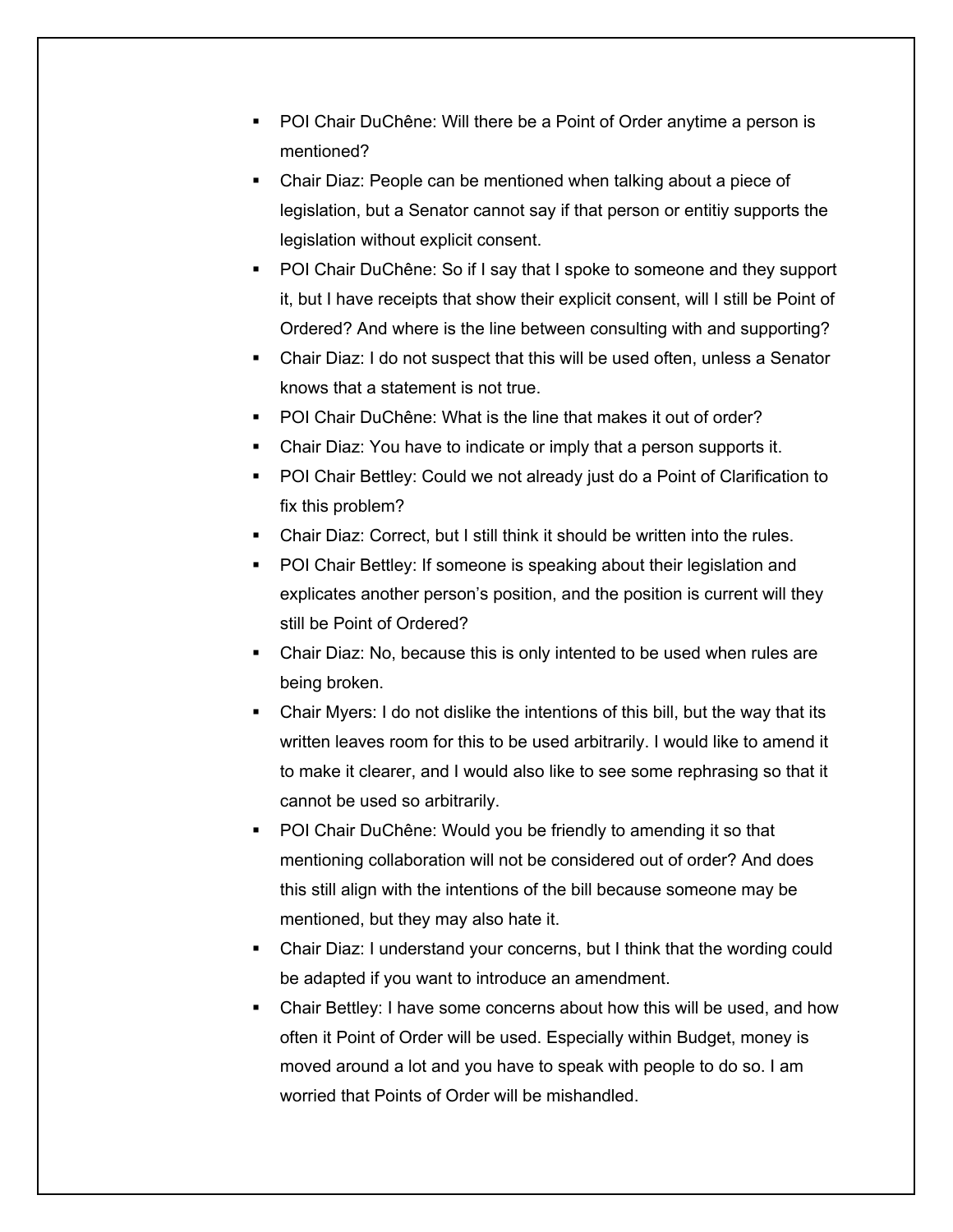- POI Chair DuChêne: Will there be a Point of Order anytime a person is mentioned?
- Chair Diaz: People can be mentioned when talking about a piece of legislation, but a Senator cannot say if that person or entitiy supports the legislation without explicit consent.
- POI Chair DuChêne: So if I say that I spoke to someone and they support it, but I have receipts that show their explicit consent, will I still be Point of Ordered? And where is the line between consulting with and supporting?
- Chair Diaz: I do not suspect that this will be used often, unless a Senator knows that a statement is not true.
- POI Chair DuChêne: What is the line that makes it out of order?
- Chair Diaz: You have to indicate or imply that a person supports it.
- POI Chair Bettley: Could we not already just do a Point of Clarification to fix this problem?
- Chair Diaz: Correct, but I still think it should be written into the rules.
- POI Chair Bettley: If someone is speaking about their legislation and explicates another person's position, and the position is current will they still be Point of Ordered?
- Chair Diaz: No, because this is only intented to be used when rules are being broken.
- Chair Myers: I do not dislike the intentions of this bill, but the way that its written leaves room for this to be used arbitrarily. I would like to amend it to make it clearer, and I would also like to see some rephrasing so that it cannot be used so arbitrarily.
- POI Chair DuChêne: Would you be friendly to amending it so that mentioning collaboration will not be considered out of order? And does this still align with the intentions of the bill because someone may be mentioned, but they may also hate it.
- Chair Diaz: I understand your concerns, but I think that the wording could be adapted if you want to introduce an amendment.
- Chair Bettley: I have some concerns about how this will be used, and how often it Point of Order will be used. Especially within Budget, money is moved around a lot and you have to speak with people to do so. I am worried that Points of Order will be mishandled.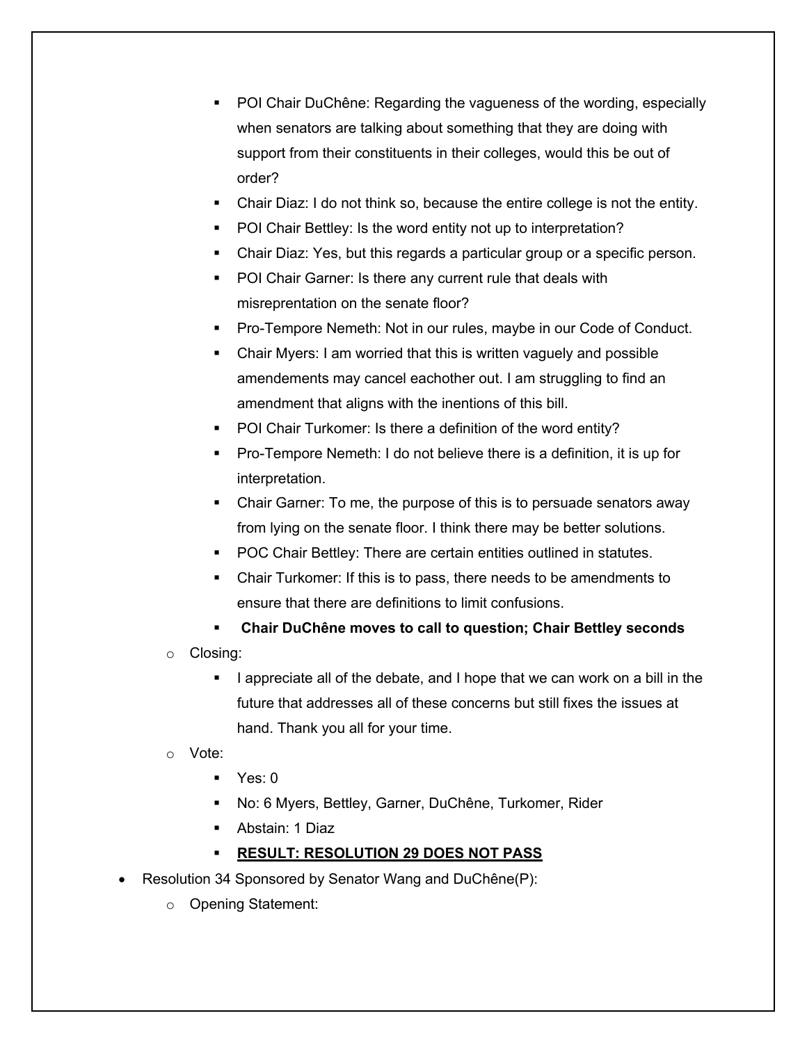- POI Chair DuChêne: Regarding the vagueness of the wording, especially when senators are talking about something that they are doing with support from their constituents in their colleges, would this be out of order?
    - Chair Diaz: I do not think so, because the entire college is not the entity.
    - POI Chair Bettley: Is the word entity not up to interpretation?
    - Chair Diaz: Yes, but this regards a particular group or a specific person.
    - POI Chair Garner: Is there any current rule that deals with misreprentation on the senate floor?
    - Pro-Tempore Nemeth: Not in our rules, maybe in our Code of Conduct.
    - Chair Myers: I am worried that this is written vaguely and possible amendements may cancel eachother out. I am struggling to find an amendment that aligns with the inentions of this bill.
    - POI Chair Turkomer: Is there a definition of the word entity?
    - Pro-Tempore Nemeth: I do not believe there is a definition, it is up for interpretation.
    - Chair Garner: To me, the purpose of this is to persuade senators away from lying on the senate floor. I think there may be better solutions.
    - POC Chair Bettley: There are certain entities outlined in statutes.
    - Chair Turkomer: If this is to pass, there needs to be amendments to ensure that there are definitions to limit confusions.
    - **Chair DuChêne moves to call to question; Chair Bettley seconds**
  - Closing:
    - I appreciate all of the debate, and I hope that we can work on a bill in the future that addresses all of these concerns but still fixes the issues at hand. Thank you all for your time.
  - Vote:
    - Yes: 0
    - No: 6 Myers, Bettley, Garner, DuChêne, Turkomer, Rider
    - Abstain: 1 Diaz
    - **<u>RESULT: RESOLUTION 29 DOES NOT PASS</u>**
- Resolution 34 Sponsored by Senator Wang and DuChêne(P):
  - Opening Statement: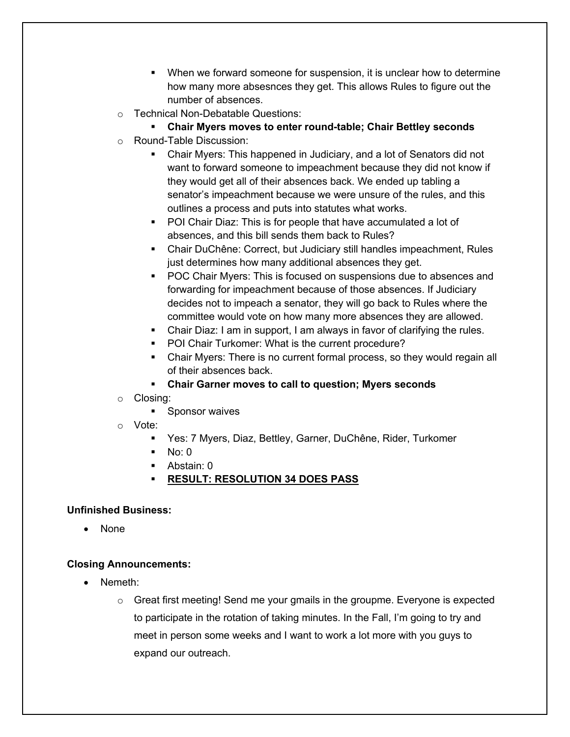- When we forward someone for suspension, it is unclear how to determine how many more absesnces they get. This allows Rules to figure out the number of absences.
    - Technical Non-Debatable Questions:
        - **Chair Myers moves to enter round-table; Chair Bettley seconds**
    - Round-Table Discussion:
        - Chair Myers: This happened in Judiciary, and a lot of Senators did not want to forward someone to impeachment because they did not know if they would get all of their absences back. We ended up tabling a senator's impeachment because we were unsure of the rules, and this outlines a process and puts into statutes what works.
        - POI Chair Diaz: This is for people that have accumulated a lot of absences, and this bill sends them back to Rules?
        - Chair DuChêne: Correct, but Judiciary still handles impeachment, Rules just determines how many additional absences they get.
        - POC Chair Myers: This is focused on suspensions due to absences and forwarding for impeachment because of those absences. If Judiciary decides not to impeach a senator, they will go back to Rules where the committee would vote on how many more absences they are allowed.
        - Chair Diaz: I am in support, I am always in favor of clarifying the rules.
        - POI Chair Turkomer: What is the current procedure?
        - Chair Myers: There is no current formal process, so they would regain all of their absences back.
        - **Chair Garner moves to call to question; Myers seconds**
    - Closing:
        - Sponsor waives
    - Vote:
        - Yes: 7 Myers, Diaz, Bettley, Garner, DuChêne, Rider, Turkomer
        - No: 0
        - Abstain: 0
        - **<u>RESULT: RESOLUTION 34 DOES PASS</u>**

**Unfinished Business:**

- None

**Closing Announcements:**

- Nemeth:
    - Great first meeting! Send me your gmails in the groupme. Everyone is expected to participate in the rotation of taking minutes. In the Fall, I'm going to try and meet in person some weeks and I want to work a lot more with you guys to expand our outreach.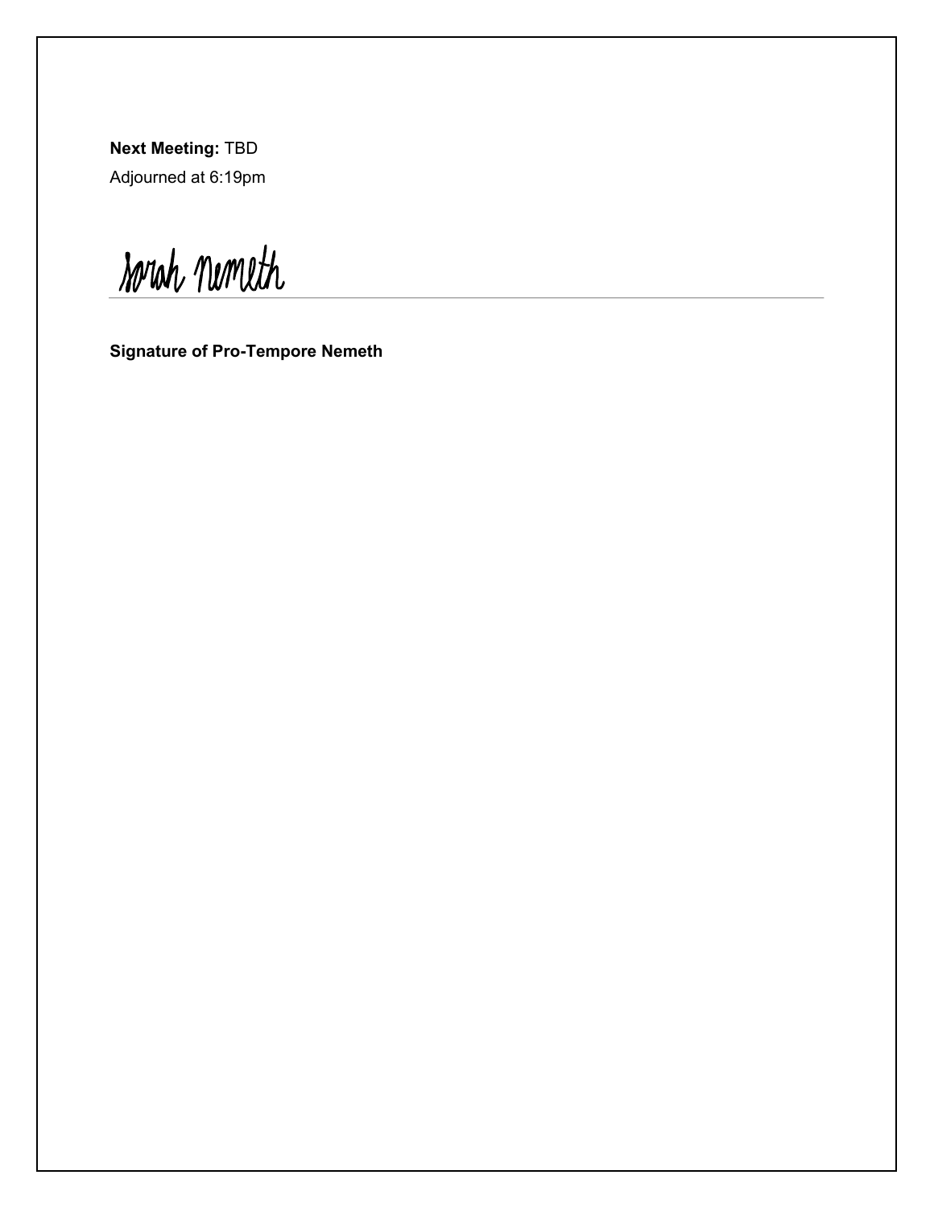**Next Meeting:** TBD

Adjourned at 6:19pm

Sarah Nemeth

---

**Signature of Pro-Tempore Nemeth**